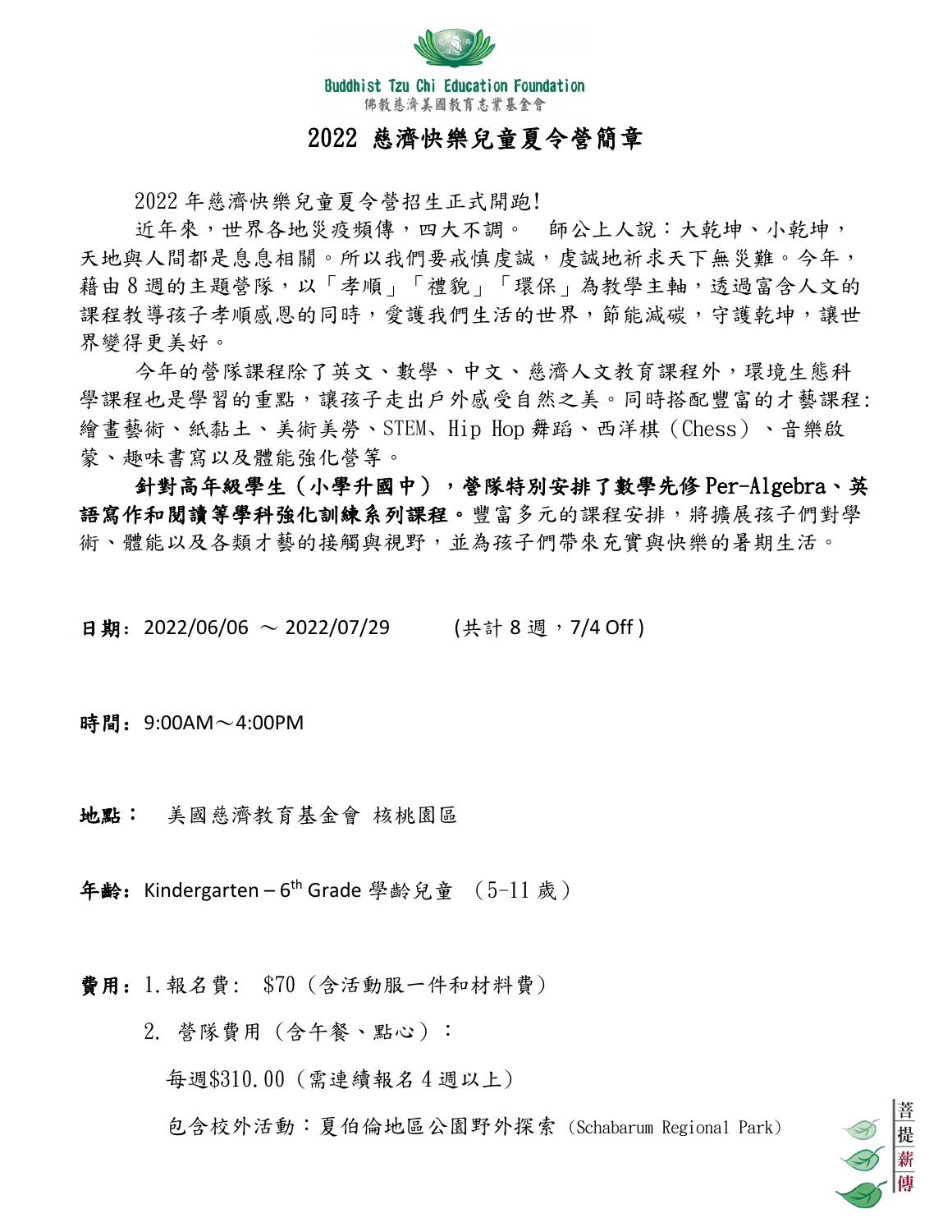Buddhist Tzu Chi Education Foundation
佛教慈濟美國教育志業基金會

# 2022 慈濟快樂兒童夏令營簡章

2022 年慈濟快樂兒童夏令營招生正式開跑!

近年來，世界各地災疫頻傳，四大不調。 師公上人說：大乾坤、小乾坤，天地與人間都是息息相關。所以我們要戒慎虔誠，虔誠地祈求天下無災難。今年，藉由 8 週的主題營隊，以「孝順」「禮貌」「環保」為教學主軸，透過富含人文的課程教導孩子孝順感恩的同時，愛護我們生活的世界，節能減碳，守護乾坤，讓世界變得更美好。

今年的營隊課程除了英文、數學、中文、慈濟人文教育課程外，環境生態科學課程也是學習的重點，讓孩子走出戶外感受自然之美。同時搭配豐富的才藝課程:繪畫藝術、紙黏土、美術美勞、STEM、Hip Hop 舞蹈、西洋棋（Chess）、音樂啟蒙、趣味書寫以及體能強化營等。

**針對高年級學生（小學升國中），營隊特別安排了數學先修 Per-Algebra、英語寫作和閱讀等學科強化訓練系列課程。**豐富多元的課程安排，將擴展孩子們對學術、體能以及各類才藝的接觸與視野，並為孩子們帶來充實與快樂的暑期生活。

**日期**：2022/06/06 ～ 2022/07/29 (共計 8 週，7/4 Off )

**時間**：9:00AM～4:00PM

**地點**： 美國慈濟教育基金會 核桃園區

**年齡**：Kindergarten – 6th Grade 學齡兒童 （5-11 歲）

**費用**：1. 報名費: $70（含活動服一件和材料費）

2. 營隊費用（含午餐、點心）：

每週$310.00（需連續報名 4 週以上）

包含校外活動：夏伯倫地區公園野外探索（Schabarum Regional Park）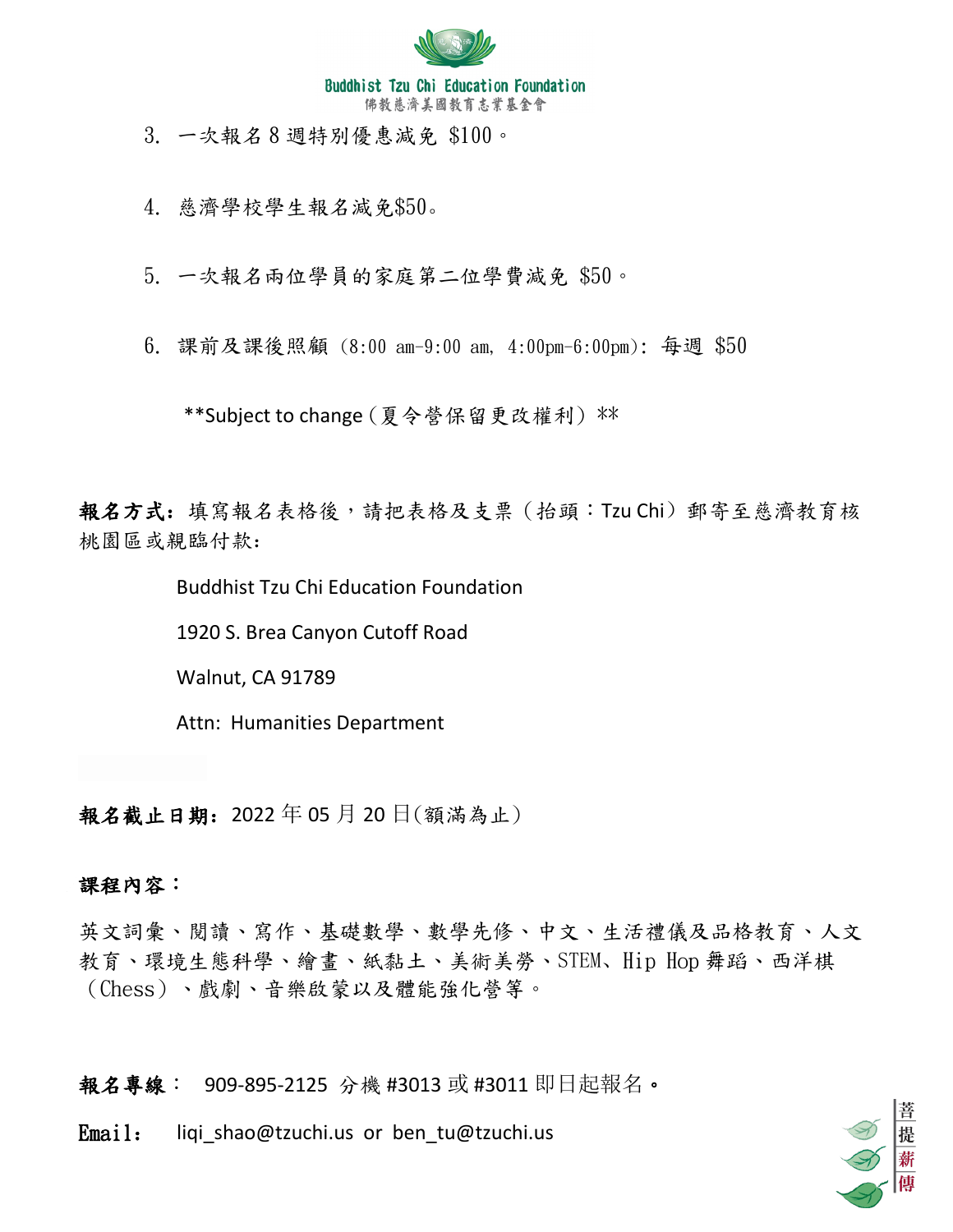3. 一次報名 8 週特別優惠減免 $100。

4. 慈濟學校學生報名減免$50。

5. 一次報名兩位學員的家庭第二位學費減免 $50。

6. 課前及課後照顧 (8:00 am-9:00 am, 4:00pm-6:00pm): 每週 $50

**Subject to change（夏令營保留更改權利）**

**報名方式：**填寫報名表格後，請把表格及支票（抬頭：Tzu Chi）郵寄至慈濟教育核桃園區或親臨付款：

Buddhist Tzu Chi Education Foundation

1920 S. Brea Canyon Cutoff Road

Walnut, CA 91789

Attn: Humanities Department

**報名截止日期：**2022 年 05 月 20 日(額滿為止)

**課程內容：**

英文詞彙、閱讀、寫作、基礎數學、數學先修、中文、生活禮儀及品格教育、人文教育、環境生態科學、繪畫、紙黏土、美術美勞、STEM、Hip Hop 舞蹈、西洋棋（Chess）、戲劇、音樂啟蒙以及體能強化營等。

**報名專線：** 909-895-2125 分機 #3013 或 #3011 即日起報名。

**Email：** liqi_shao@tzuchi.us or ben_tu@tzuchi.us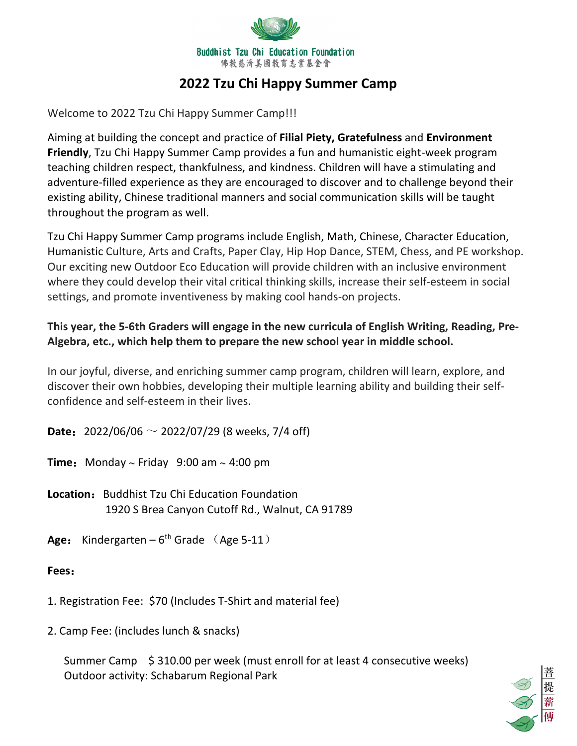Buddhist Tzu Chi Education Foundation
佛教慈濟美國教育志業基金會

# 2022 Tzu Chi Happy Summer Camp

Welcome to 2022 Tzu Chi Happy Summer Camp!!!

Aiming at building the concept and practice of **Filial Piety, Gratefulness** and **Environment Friendly**, Tzu Chi Happy Summer Camp provides a fun and humanistic eight-week program teaching children respect, thankfulness, and kindness. Children will have a stimulating and adventure-filled experience as they are encouraged to discover and to challenge beyond their existing ability, Chinese traditional manners and social communication skills will be taught throughout the program as well.

Tzu Chi Happy Summer Camp programs include English, Math, Chinese, Character Education, Humanistic Culture, Arts and Crafts, Paper Clay, Hip Hop Dance, STEM, Chess, and PE workshop. Our exciting new Outdoor Eco Education will provide children with an inclusive environment where they could develop their vital critical thinking skills, increase their self-esteem in social settings, and promote inventiveness by making cool hands-on projects.

**This year, the 5-6th Graders will engage in the new curricula of English Writing, Reading, Pre-Algebra, etc., which help them to prepare the new school year in middle school.**

In our joyful, diverse, and enriching summer camp program, children will learn, explore, and discover their own hobbies, developing their multiple learning ability and building their self-confidence and self-esteem in their lives.

**Date：** 2022/06/06 ～ 2022/07/29 (8 weeks, 7/4 off)

**Time：** Monday ~ Friday 9:00 am ~ 4:00 pm

**Location：** Buddhist Tzu Chi Education Foundation
1920 S Brea Canyon Cutoff Rd., Walnut, CA 91789

**Age：** Kindergarten – 6th Grade （Age 5-11）

**Fees：**

1. Registration Fee: $70 (Includes T-Shirt and material fee)

2. Camp Fee: (includes lunch & snacks)

   Summer Camp $ 310.00 per week (must enroll for at least 4 consecutive weeks)
   Outdoor activity: Schabarum Regional Park

菩提薪傳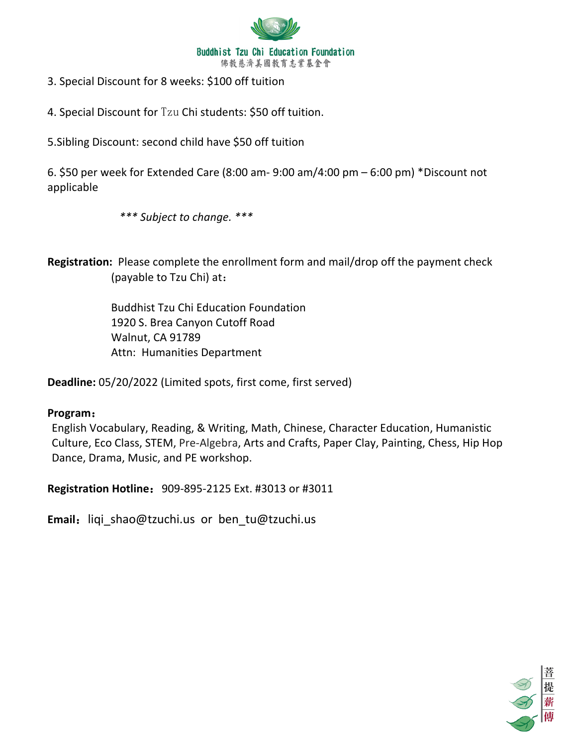3. Special Discount for 8 weeks: $100 off tuition

4. Special Discount for Tzu Chi students: $50 off tuition.

5.Sibling Discount: second child have $50 off tuition

6. $50 per week for Extended Care (8:00 am- 9:00 am/4:00 pm – 6:00 pm) *Discount not applicable

*** Subject to change. ***

**Registration:** Please complete the enrollment form and mail/drop off the payment check (payable to Tzu Chi) at：

Buddhist Tzu Chi Education Foundation
1920 S. Brea Canyon Cutoff Road
Walnut, CA 91789
Attn: Humanities Department

**Deadline:** 05/20/2022 (Limited spots, first come, first served)

**Program：**
English Vocabulary, Reading, & Writing, Math, Chinese, Character Education, Humanistic Culture, Eco Class, STEM, Pre-Algebra, Arts and Crafts, Paper Clay, Painting, Chess, Hip Hop Dance, Drama, Music, and PE workshop.

**Registration Hotline：** 909-895-2125 Ext. #3013 or #3011

**Email：** liqi_shao@tzuchi.us or ben_tu@tzuchi.us